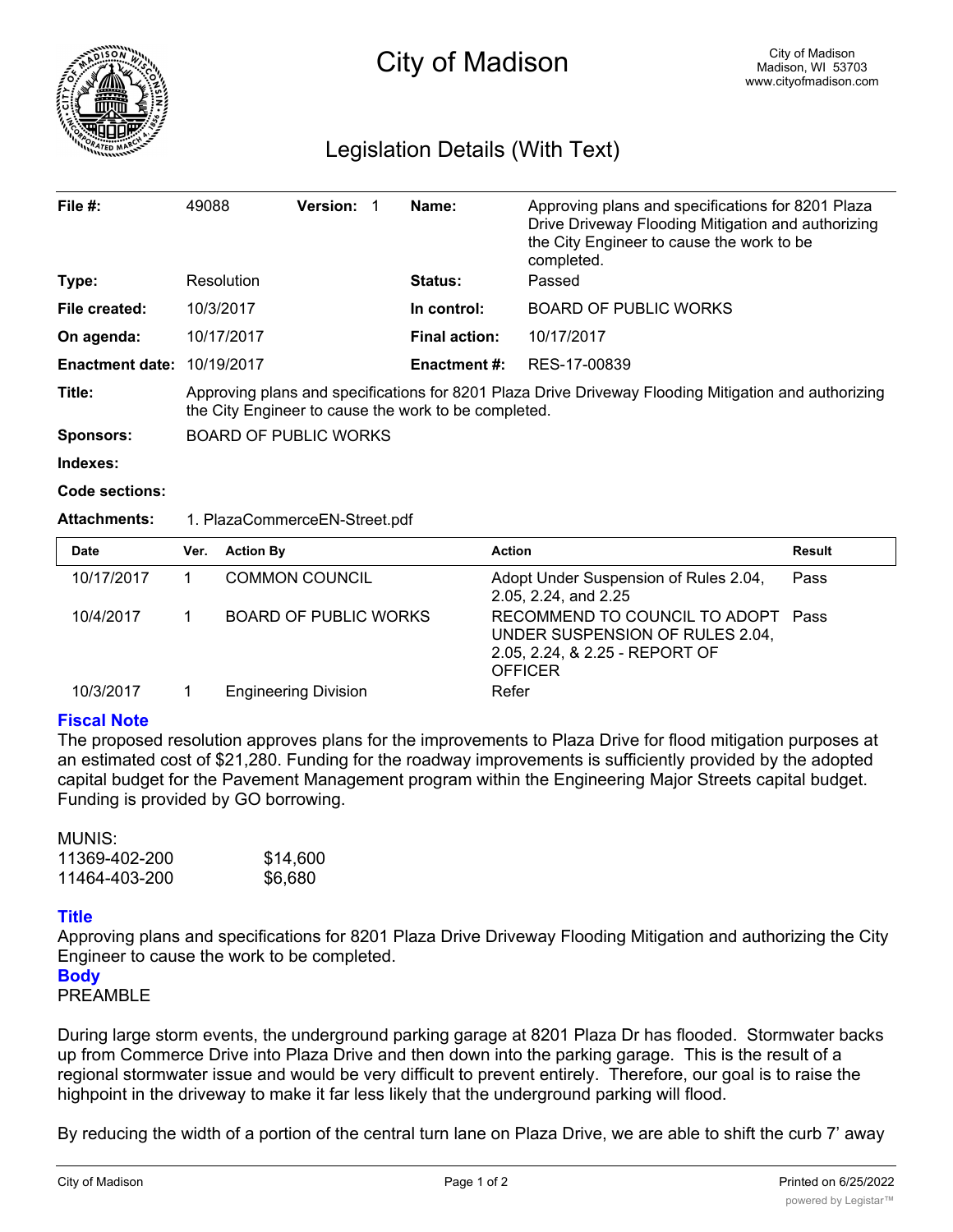# City of Madison

City of Madison
Madison, WI 53703
www.cityofmadison.com

## Legislation Details (With Text)

| | | | | | |
|---|---|---|---|---|---|
| **File #:** | 49088 | **Version:** 1 | | **Name:** | Approving plans and specifications for 8201 Plaza Drive Driveway Flooding Mitigation and authorizing the City Engineer to cause the work to be completed. |
| **Type:** | Resolution | | | **Status:** | Passed |
| **File created:** | 10/3/2017 | | | **In control:** | BOARD OF PUBLIC WORKS |
| **On agenda:** | 10/17/2017 | | | **Final action:** | 10/17/2017 |
| **Enactment date:** | 10/19/2017 | | | **Enactment #:** | RES-17-00839 |

**Title:** Approving plans and specifications for 8201 Plaza Drive Driveway Flooding Mitigation and authorizing the City Engineer to cause the work to be completed.

**Sponsors:** BOARD OF PUBLIC WORKS

**Indexes:**

**Code sections:**

**Attachments:** 1. PlazaCommerceEN-Street.pdf

| Date | Ver. | Action By | Action | Result |
|---|---|---|---|---|
| 10/17/2017 | 1 | COMMON COUNCIL | Adopt Under Suspension of Rules 2.04, 2.05, 2.24, and 2.25 | Pass |
| 10/4/2017 | 1 | BOARD OF PUBLIC WORKS | RECOMMEND TO COUNCIL TO ADOPT UNDER SUSPENSION OF RULES 2.04, 2.05, 2.24, & 2.25 - REPORT OF OFFICER | Pass |
| 10/3/2017 | 1 | Engineering Division | Refer | |

### Fiscal Note

The proposed resolution approves plans for the improvements to Plaza Drive for flood mitigation purposes at an estimated cost of $21,280. Funding for the roadway improvements is sufficiently provided by the adopted capital budget for the Pavement Management program within the Engineering Major Streets capital budget. Funding is provided by GO borrowing.

MUNIS:

| | |
|---|---|
| 11369-402-200 | $14,600 |
| 11464-403-200 | $6,680 |

### Title

Approving plans and specifications for 8201 Plaza Drive Driveway Flooding Mitigation and authorizing the City Engineer to cause the work to be completed.

### Body

PREAMBLE

During large storm events, the underground parking garage at 8201 Plaza Dr has flooded. Stormwater backs up from Commerce Drive into Plaza Drive and then down into the parking garage. This is the result of a regional stormwater issue and would be very difficult to prevent entirely. Therefore, our goal is to raise the highpoint in the driveway to make it far less likely that the underground parking will flood.

By reducing the width of a portion of the central turn lane on Plaza Drive, we are able to shift the curb 7' away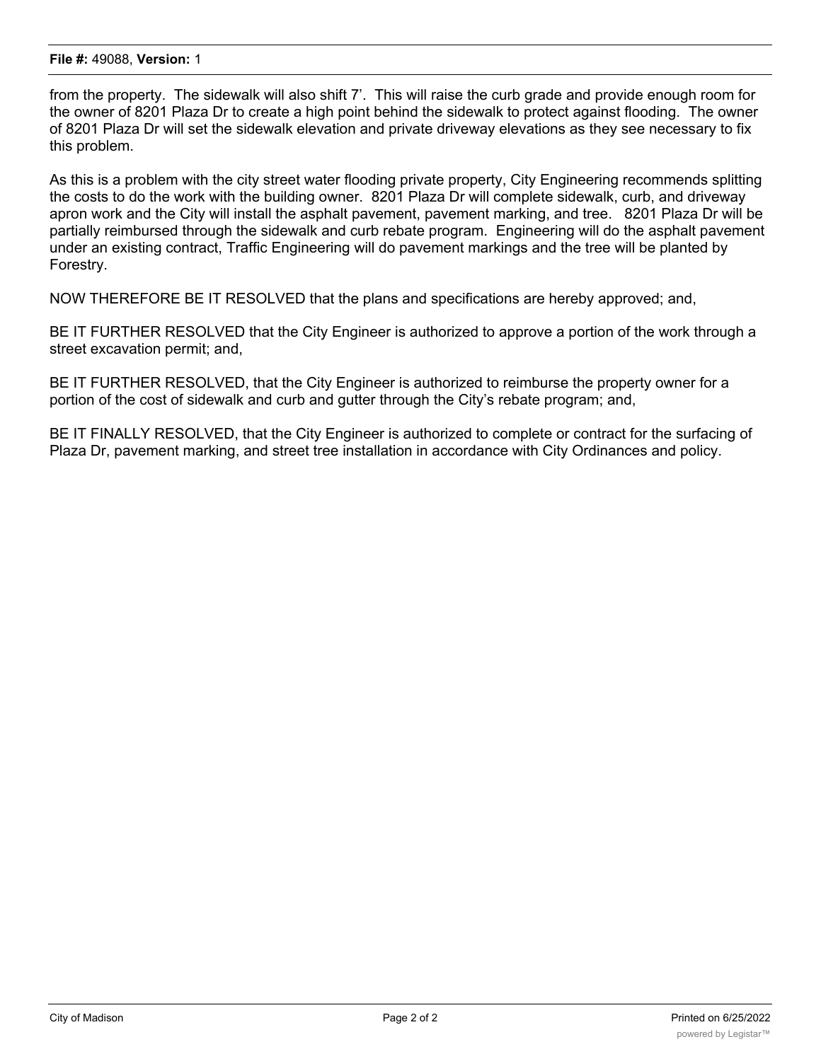from the property. The sidewalk will also shift 7'. This will raise the curb grade and provide enough room for the owner of 8201 Plaza Dr to create a high point behind the sidewalk to protect against flooding. The owner of 8201 Plaza Dr will set the sidewalk elevation and private driveway elevations as they see necessary to fix this problem.

As this is a problem with the city street water flooding private property, City Engineering recommends splitting the costs to do the work with the building owner. 8201 Plaza Dr will complete sidewalk, curb, and driveway apron work and the City will install the asphalt pavement, pavement marking, and tree. 8201 Plaza Dr will be partially reimbursed through the sidewalk and curb rebate program. Engineering will do the asphalt pavement under an existing contract, Traffic Engineering will do pavement markings and the tree will be planted by Forestry.

NOW THEREFORE BE IT RESOLVED that the plans and specifications are hereby approved; and,

BE IT FURTHER RESOLVED that the City Engineer is authorized to approve a portion of the work through a street excavation permit; and,

BE IT FURTHER RESOLVED, that the City Engineer is authorized to reimburse the property owner for a portion of the cost of sidewalk and curb and gutter through the City's rebate program; and,

BE IT FINALLY RESOLVED, that the City Engineer is authorized to complete or contract for the surfacing of Plaza Dr, pavement marking, and street tree installation in accordance with City Ordinances and policy.